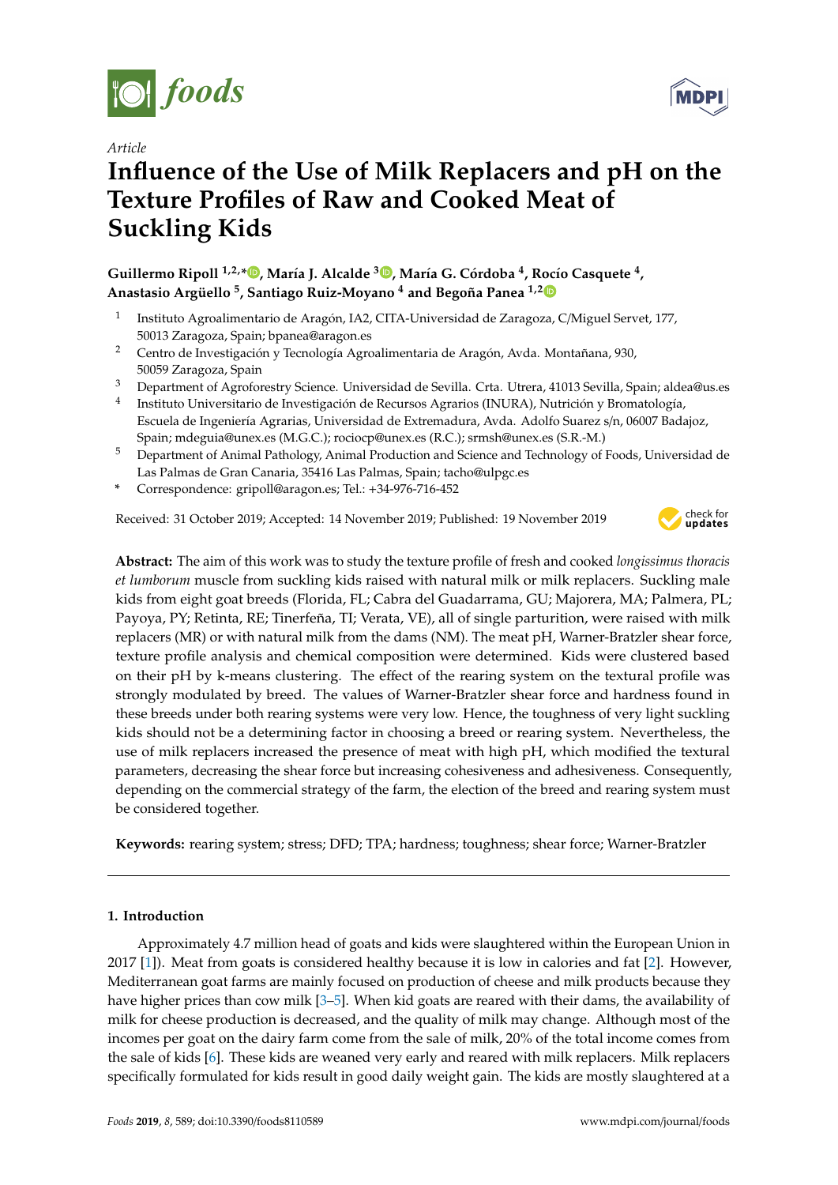*Article*

# Influence of the Use of Milk Replacers and pH on the Texture Profiles of Raw and Cooked Meat of Suckling Kids

**Guillermo Ripoll [1,2,*], María J. Alcalde [3], María G. Córdoba [4], Rocío Casquete [4], Anastasio Argüello [5], Santiago Ruiz-Moyano [4] and Begoña Panea [1,2]**

[1] Instituto Agroalimentario de Aragón, IA2, CITA-Universidad de Zaragoza, C/Miguel Servet, 177, 50013 Zaragoza, Spain; bpanea@aragon.es

[2] Centro de Investigación y Tecnología Agroalimentaria de Aragón, Avda. Montañana, 930, 50059 Zaragoza, Spain

[3] Department of Agroforestry Science. Universidad de Sevilla. Crta. Utrera, 41013 Sevilla, Spain; aldea@us.es

[4] Instituto Universitario de Investigación de Recursos Agrarios (INURA), Nutrición y Bromatología, Escuela de Ingeniería Agrarias, Universidad de Extremadura, Avda. Adolfo Suarez s/n, 06007 Badajoz, Spain; mdeguia@unex.es (M.G.C.); rociocp@unex.es (R.C.); srmsh@unex.es (S.R.-M.)

[5] Department of Animal Pathology, Animal Production and Science and Technology of Foods, Universidad de Las Palmas de Gran Canaria, 35416 Las Palmas, Spain; tacho@ulpgc.es

[*] Correspondence: gripoll@aragon.es; Tel.: +34-976-716-452

Received: 31 October 2019; Accepted: 14 November 2019; Published: 19 November 2019

**Abstract:** The aim of this work was to study the texture profile of fresh and cooked *longissimus thoracis et lumborum* muscle from suckling kids raised with natural milk or milk replacers. Suckling male kids from eight goat breeds (Florida, FL; Cabra del Guadarrama, GU; Majorera, MA; Palmera, PL; Payoya, PY; Retinta, RE; Tinerfeña, TI; Verata, VE), all of single parturition, were raised with milk replacers (MR) or with natural milk from the dams (NM). The meat pH, Warner-Bratzler shear force, texture profile analysis and chemical composition were determined. Kids were clustered based on their pH by k-means clustering. The effect of the rearing system on the textural profile was strongly modulated by breed. The values of Warner-Bratzler shear force and hardness found in these breeds under both rearing systems were very low. Hence, the toughness of very light suckling kids should not be a determining factor in choosing a breed or rearing system. Nevertheless, the use of milk replacers increased the presence of meat with high pH, which modified the textural parameters, decreasing the shear force but increasing cohesiveness and adhesiveness. Consequently, depending on the commercial strategy of the farm, the election of the breed and rearing system must be considered together.

**Keywords:** rearing system; stress; DFD; TPA; hardness; toughness; shear force; Warner-Bratzler

## 1. Introduction

Approximately 4.7 million head of goats and kids were slaughtered within the European Union in 2017 [1]). Meat from goats is considered healthy because it is low in calories and fat [2]. However, Mediterranean goat farms are mainly focused on production of cheese and milk products because they have higher prices than cow milk [3–5]. When kid goats are reared with their dams, the availability of milk for cheese production is decreased, and the quality of milk may change. Although most of the incomes per goat on the dairy farm come from the sale of milk, 20% of the total income comes from the sale of kids [6]. These kids are weaned very early and reared with milk replacers. Milk replacers specifically formulated for kids result in good daily weight gain. The kids are mostly slaughtered at a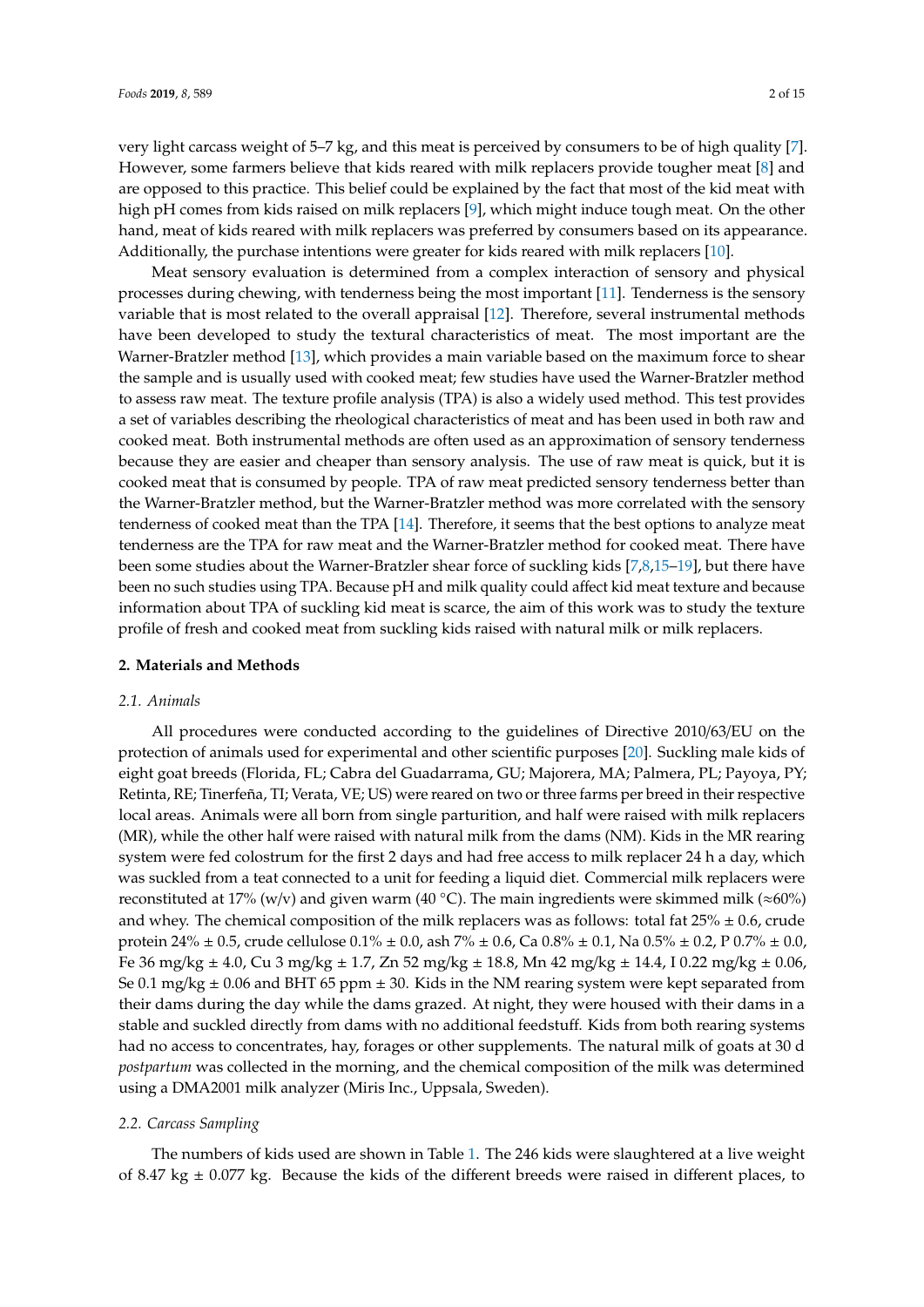very light carcass weight of 5–7 kg, and this meat is perceived by consumers to be of high quality [7]. However, some farmers believe that kids reared with milk replacers provide tougher meat [8] and are opposed to this practice. This belief could be explained by the fact that most of the kid meat with high pH comes from kids raised on milk replacers [9], which might induce tough meat. On the other hand, meat of kids reared with milk replacers was preferred by consumers based on its appearance. Additionally, the purchase intentions were greater for kids reared with milk replacers [10].

Meat sensory evaluation is determined from a complex interaction of sensory and physical processes during chewing, with tenderness being the most important [11]. Tenderness is the sensory variable that is most related to the overall appraisal [12]. Therefore, several instrumental methods have been developed to study the textural characteristics of meat. The most important are the Warner-Bratzler method [13], which provides a main variable based on the maximum force to shear the sample and is usually used with cooked meat; few studies have used the Warner-Bratzler method to assess raw meat. The texture profile analysis (TPA) is also a widely used method. This test provides a set of variables describing the rheological characteristics of meat and has been used in both raw and cooked meat. Both instrumental methods are often used as an approximation of sensory tenderness because they are easier and cheaper than sensory analysis. The use of raw meat is quick, but it is cooked meat that is consumed by people. TPA of raw meat predicted sensory tenderness better than the Warner-Bratzler method, but the Warner-Bratzler method was more correlated with the sensory tenderness of cooked meat than the TPA [14]. Therefore, it seems that the best options to analyze meat tenderness are the TPA for raw meat and the Warner-Bratzler method for cooked meat. There have been some studies about the Warner-Bratzler shear force of suckling kids [7,8,15–19], but there have been no such studies using TPA. Because pH and milk quality could affect kid meat texture and because information about TPA of suckling kid meat is scarce, the aim of this work was to study the texture profile of fresh and cooked meat from suckling kids raised with natural milk or milk replacers.

## 2. Materials and Methods

### 2.1. Animals

All procedures were conducted according to the guidelines of Directive 2010/63/EU on the protection of animals used for experimental and other scientific purposes [20]. Suckling male kids of eight goat breeds (Florida, FL; Cabra del Guadarrama, GU; Majorera, MA; Palmera, PL; Payoya, PY; Retinta, RE; Tinerfeña, TI; Verata, VE; US) were reared on two or three farms per breed in their respective local areas. Animals were all born from single parturition, and half were raised with milk replacers (MR), while the other half were raised with natural milk from the dams (NM). Kids in the MR rearing system were fed colostrum for the first 2 days and had free access to milk replacer 24 h a day, which was suckled from a teat connected to a unit for feeding a liquid diet. Commercial milk replacers were reconstituted at 17% (w/v) and given warm (40 °C). The main ingredients were skimmed milk (≈60%) and whey. The chemical composition of the milk replacers was as follows: total fat 25% ± 0.6, crude protein 24% ± 0.5, crude cellulose 0.1% ± 0.0, ash 7% ± 0.6, Ca 0.8% ± 0.1, Na 0.5% ± 0.2, P 0.7% ± 0.0, Fe 36 mg/kg ± 4.0, Cu 3 mg/kg ± 1.7, Zn 52 mg/kg ± 18.8, Mn 42 mg/kg ± 14.4, I 0.22 mg/kg ± 0.06, Se 0.1 mg/kg ± 0.06 and BHT 65 ppm ± 30. Kids in the NM rearing system were kept separated from their dams during the day while the dams grazed. At night, they were housed with their dams in a stable and suckled directly from dams with no additional feedstuff. Kids from both rearing systems had no access to concentrates, hay, forages or other supplements. The natural milk of goats at 30 d *postpartum* was collected in the morning, and the chemical composition of the milk was determined using a DMA2001 milk analyzer (Miris Inc., Uppsala, Sweden).

### 2.2. Carcass Sampling

The numbers of kids used are shown in Table 1. The 246 kids were slaughtered at a live weight of 8.47 kg ± 0.077 kg. Because the kids of the different breeds were raised in different places, to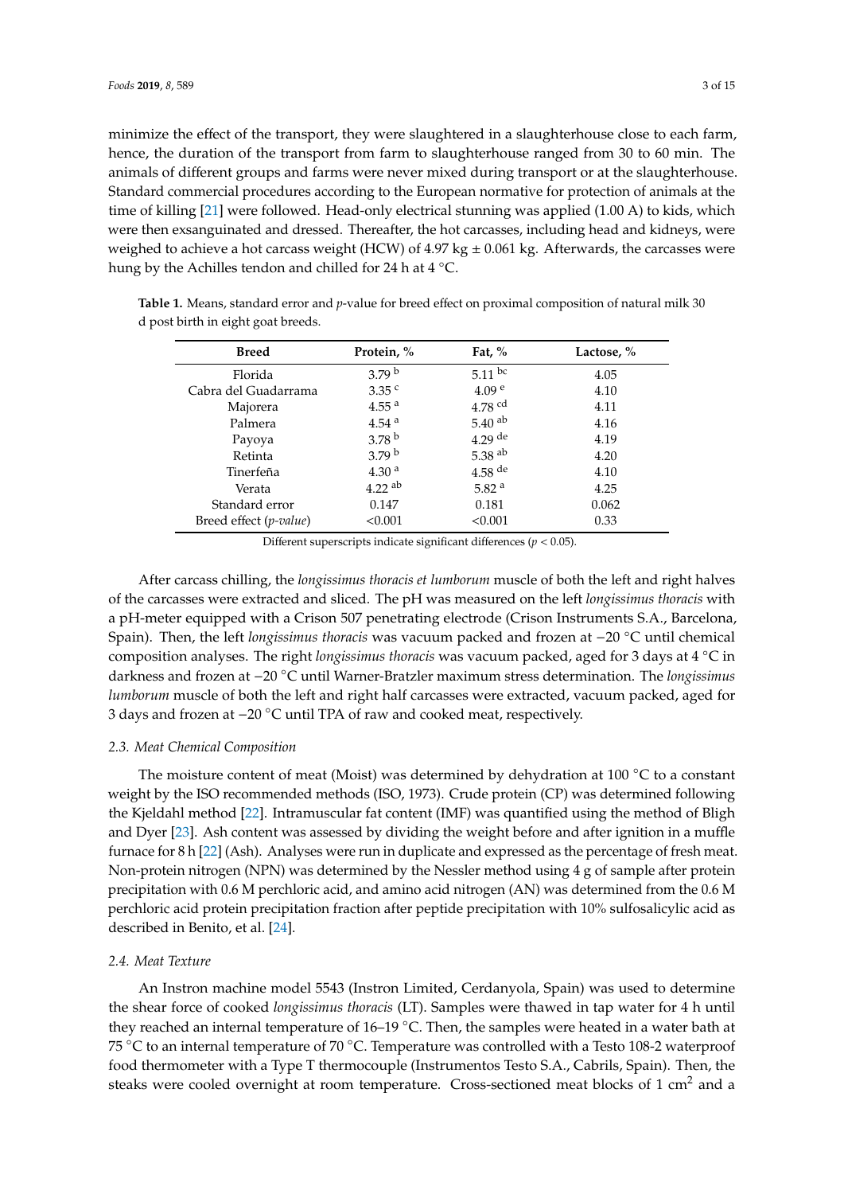minimize the effect of the transport, they were slaughtered in a slaughterhouse close to each farm, hence, the duration of the transport from farm to slaughterhouse ranged from 30 to 60 min. The animals of different groups and farms were never mixed during transport or at the slaughterhouse. Standard commercial procedures according to the European normative for protection of animals at the time of killing [21] were followed. Head-only electrical stunning was applied (1.00 A) to kids, which were then exsanguinated and dressed. Thereafter, the hot carcasses, including head and kidneys, were weighed to achieve a hot carcass weight (HCW) of 4.97 kg ± 0.061 kg. Afterwards, the carcasses were hung by the Achilles tendon and chilled for 24 h at 4 °C.

**Table 1.** Means, standard error and *p*-value for breed effect on proximal composition of natural milk 30 d post birth in eight goat breeds.

| Breed | Protein, % | Fat, % | Lactose, % |
|---|---|---|---|
| Florida | 3.79 [b] | 5.11 [bc] | 4.05 |
| Cabra del Guadarrama | 3.35 [c] | 4.09 [e] | 4.10 |
| Majorera | 4.55 [a] | 4.78 [cd] | 4.11 |
| Palmera | 4.54 [a] | 5.40 [ab] | 4.16 |
| Payoya | 3.78 [b] | 4.29 [de] | 4.19 |
| Retinta | 3.79 [b] | 5.38 [ab] | 4.20 |
| Tinerfeña | 4.30 [a] | 4.58 [de] | 4.10 |
| Verata | 4.22 [ab] | 5.82 [a] | 4.25 |
| Standard error | 0.147 | 0.181 | 0.062 |
| Breed effect (*p-value*) | <0.001 | <0.001 | 0.33 |

Different superscripts indicate significant differences ($p < 0.05$).

After carcass chilling, the *longissimus thoracis et lumborum* muscle of both the left and right halves of the carcasses were extracted and sliced. The pH was measured on the left *longissimus thoracis* with a pH-meter equipped with a Crison 507 penetrating electrode (Crison Instruments S.A., Barcelona, Spain). Then, the left *longissimus thoracis* was vacuum packed and frozen at −20 °C until chemical composition analyses. The right *longissimus thoracis* was vacuum packed, aged for 3 days at 4 °C in darkness and frozen at −20 °C until Warner-Bratzler maximum stress determination. The *longissimus lumborum* muscle of both the left and right half carcasses were extracted, vacuum packed, aged for 3 days and frozen at −20 °C until TPA of raw and cooked meat, respectively.

### 2.3. Meat Chemical Composition

The moisture content of meat (Moist) was determined by dehydration at 100 °C to a constant weight by the ISO recommended methods (ISO, 1973). Crude protein (CP) was determined following the Kjeldahl method [22]. Intramuscular fat content (IMF) was quantified using the method of Bligh and Dyer [23]. Ash content was assessed by dividing the weight before and after ignition in a muffle furnace for 8 h [22] (Ash). Analyses were run in duplicate and expressed as the percentage of fresh meat. Non-protein nitrogen (NPN) was determined by the Nessler method using 4 g of sample after protein precipitation with 0.6 M perchloric acid, and amino acid nitrogen (AN) was determined from the 0.6 M perchloric acid protein precipitation fraction after peptide precipitation with 10% sulfosalicylic acid as described in Benito, et al. [24].

### 2.4. Meat Texture

An Instron machine model 5543 (Instron Limited, Cerdanyola, Spain) was used to determine the shear force of cooked *longissimus thoracis* (LT). Samples were thawed in tap water for 4 h until they reached an internal temperature of 16–19 °C. Then, the samples were heated in a water bath at 75 °C to an internal temperature of 70 °C. Temperature was controlled with a Testo 108-2 waterproof food thermometer with a Type T thermocouple (Instrumentos Testo S.A., Cabrils, Spain). Then, the steaks were cooled overnight at room temperature. Cross-sectioned meat blocks of 1 $cm^2$ and a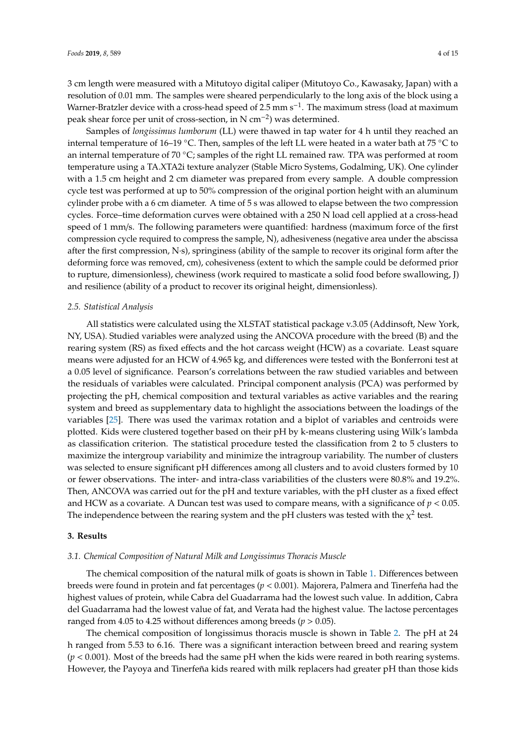3 cm length were measured with a Mitutoyo digital caliper (Mitutoyo Co., Kawasaky, Japan) with a resolution of 0.01 mm. The samples were sheared perpendicularly to the long axis of the block using a Warner-Bratzler device with a cross-head speed of 2.5 mm $s^{-1}$. The maximum stress (load at maximum peak shear force per unit of cross-section, in N $cm^{-2}$) was determined.

Samples of *longissimus lumborum* (LL) were thawed in tap water for 4 h until they reached an internal temperature of 16–19 °C. Then, samples of the left LL were heated in a water bath at 75 °C to an internal temperature of 70 °C; samples of the right LL remained raw. TPA was performed at room temperature using a TA.XTA2i texture analyzer (Stable Micro Systems, Godalming, UK). One cylinder with a 1.5 cm height and 2 cm diameter was prepared from every sample. A double compression cycle test was performed at up to 50% compression of the original portion height with an aluminum cylinder probe with a 6 cm diameter. A time of 5 s was allowed to elapse between the two compression cycles. Force–time deformation curves were obtained with a 250 N load cell applied at a cross-head speed of 1 mm/s. The following parameters were quantified: hardness (maximum force of the first compression cycle required to compress the sample, N), adhesiveness (negative area under the abscissa after the first compression, N·s), springiness (ability of the sample to recover its original form after the deforming force was removed, cm), cohesiveness (extent to which the sample could be deformed prior to rupture, dimensionless), chewiness (work required to masticate a solid food before swallowing, J) and resilience (ability of a product to recover its original height, dimensionless).

### *2.5. Statistical Analysis*

All statistics were calculated using the XLSTAT statistical package v.3.05 (Addinsoft, New York, NY, USA). Studied variables were analyzed using the ANCOVA procedure with the breed (B) and the rearing system (RS) as fixed effects and the hot carcass weight (HCW) as a covariate. Least square means were adjusted for an HCW of 4.965 kg, and differences were tested with the Bonferroni test at a 0.05 level of significance. Pearson's correlations between the raw studied variables and between the residuals of variables were calculated. Principal component analysis (PCA) was performed by projecting the pH, chemical composition and textural variables as active variables and the rearing system and breed as supplementary data to highlight the associations between the loadings of the variables [25]. There was used the varimax rotation and a biplot of variables and centroids were plotted. Kids were clustered together based on their pH by k-means clustering using Wilk's lambda as classification criterion. The statistical procedure tested the classification from 2 to 5 clusters to maximize the intergroup variability and minimize the intragroup variability. The number of clusters was selected to ensure significant pH differences among all clusters and to avoid clusters formed by 10 or fewer observations. The inter- and intra-class variabilities of the clusters were 80.8% and 19.2%. Then, ANCOVA was carried out for the pH and texture variables, with the pH cluster as a fixed effect and HCW as a covariate. A Duncan test was used to compare means, with a significance of $p < 0.05$. The independence between the rearing system and the pH clusters was tested with the $\chi^2$ test.

## 3. Results

### *3.1. Chemical Composition of Natural Milk and Longissimus Thoracis Muscle*

The chemical composition of the natural milk of goats is shown in Table 1. Differences between breeds were found in protein and fat percentages ($p < 0.001$). Majorera, Palmera and Tinerfeña had the highest values of protein, while Cabra del Guadarrama had the lowest such value. In addition, Cabra del Guadarrama had the lowest value of fat, and Verata had the highest value. The lactose percentages ranged from 4.05 to 4.25 without differences among breeds ($p > 0.05$).

The chemical composition of longissimus thoracis muscle is shown in Table 2. The pH at 24 h ranged from 5.53 to 6.16. There was a significant interaction between breed and rearing system ($p < 0.001$). Most of the breeds had the same pH when the kids were reared in both rearing systems. However, the Payoya and Tinerfeña kids reared with milk replacers had greater pH than those kids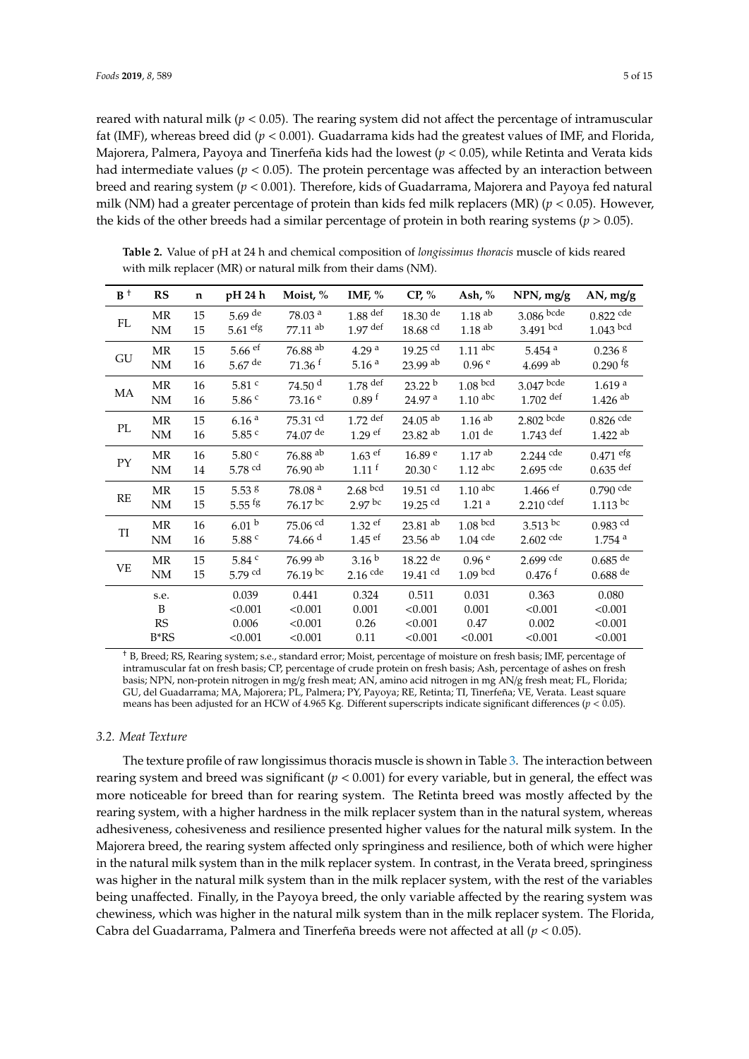reared with natural milk ($p < 0.05$). The rearing system did not affect the percentage of intramuscular fat (IMF), whereas breed did ($p < 0.001$). Guadarrama kids had the greatest values of IMF, and Florida, Majorera, Palmera, Payoya and Tinerfeña kids had the lowest ($p < 0.05$), while Retinta and Verata kids had intermediate values ($p < 0.05$). The protein percentage was affected by an interaction between breed and rearing system ($p < 0.001$). Therefore, kids of Guadarrama, Majorera and Payoya fed natural milk (NM) had a greater percentage of protein than kids fed milk replacers (MR) ($p < 0.05$). However, the kids of the other breeds had a similar percentage of protein in both rearing systems ($p > 0.05$).

**Table 2.** Value of pH at 24 h and chemical composition of *longissimus thoracis* muscle of kids reared with milk replacer (MR) or natural milk from their dams (NM).

| B † | RS | n | pH 24 h | Moist, % | IMF, % | CP, % | Ash, % | NPN, mg/g | AN, mg/g |
|---|---|---|---|---|---|---|---|---|---|
| FL | MR | 15 | 5.69 [de] | 78.03 [a] | 1.88 [def] | 18.30 [de] | 1.18 [ab] | 3.086 [bcde] | 0.822 [cde] |
| | NM | 15 | 5.61 [efg] | 77.11 [ab] | 1.97 [def] | 18.68 [cd] | 1.18 [ab] | 3.491 [bcd] | 1.043 [bcd] |
| GU | MR | 15 | 5.66 [ef] | 76.88 [ab] | 4.29 [a] | 19.25 [cd] | 1.11 [abc] | 5.454 [a] | 0.236 [g] |
| | NM | 16 | 5.67 [de] | 71.36 [f] | 5.16 [a] | 23.99 [ab] | 0.96 [e] | 4.699 [ab] | 0.290 [fg] |
| MA | MR | 16 | 5.81 [c] | 74.50 [d] | 1.78 [def] | 23.22 [b] | 1.08 [bcd] | 3.047 [bcde] | 1.619 [a] |
| | NM | 16 | 5.86 [c] | 73.16 [e] | 0.89 [f] | 24.97 [a] | 1.10 [abc] | 1.702 [def] | 1.426 [ab] |
| PL | MR | 15 | 6.16 [a] | 75.31 [cd] | 1.72 [def] | 24.05 [ab] | 1.16 [ab] | 2.802 [bcde] | 0.826 [cde] |
| | NM | 16 | 5.85 [c] | 74.07 [de] | 1.29 [ef] | 23.82 [ab] | 1.01 [de] | 1.743 [def] | 1.422 [ab] |
| PY | MR | 16 | 5.80 [c] | 76.88 [ab] | 1.63 [ef] | 16.89 [e] | 1.17 [ab] | 2.244 [cde] | 0.471 [efg] |
| | NM | 14 | 5.78 [cd] | 76.90 [ab] | 1.11 [f] | 20.30 [c] | 1.12 [abc] | 2.695 [cde] | 0.635 [def] |
| RE | MR | 15 | 5.53 [g] | 78.08 [a] | 2.68 [bcd] | 19.51 [cd] | 1.10 [abc] | 1.466 [ef] | 0.790 [cde] |
| | NM | 15 | 5.55 [fg] | 76.17 [bc] | 2.97 [bc] | 19.25 [cd] | 1.21 [a] | 2.210 [cdef] | 1.113 [bc] |
| TI | MR | 16 | 6.01 [b] | 75.06 [cd] | 1.32 [ef] | 23.81 [ab] | 1.08 [bcd] | 3.513 [bc] | 0.983 [cd] |
| | NM | 16 | 5.88 [c] | 74.66 [d] | 1.45 [ef] | 23.56 [ab] | 1.04 [cde] | 2.602 [cde] | 1.754 [a] |
| VE | MR | 15 | 5.84 [c] | 76.99 [ab] | 3.16 [b] | 18.22 [de] | 0.96 [e] | 2.699 [cde] | 0.685 [de] |
| | NM | 15 | 5.79 [cd] | 76.19 [bc] | 2.16 [cde] | 19.41 [cd] | 1.09 [bcd] | 0.476 [f] | 0.688 [de] |
| | s.e. | | 0.039 | 0.441 | 0.324 | 0.511 | 0.031 | 0.363 | 0.080 |
| | B | | <0.001 | <0.001 | 0.001 | <0.001 | 0.001 | <0.001 | <0.001 |
| | RS | | 0.006 | <0.001 | 0.26 | <0.001 | 0.47 | 0.002 | <0.001 |
| | B*RS | | <0.001 | <0.001 | 0.11 | <0.001 | <0.001 | <0.001 | <0.001 |

† B, Breed; RS, Rearing system; s.e., standard error; Moist, percentage of moisture on fresh basis; IMF, percentage of intramuscular fat on fresh basis; CP, percentage of crude protein on fresh basis; Ash, percentage of ashes on fresh basis; NPN, non-protein nitrogen in mg/g fresh meat; AN, amino acid nitrogen in mg AN/g fresh meat; FL, Florida; GU, del Guadarrama; MA, Majorera; PL, Palmera; PY, Payoya; RE, Retinta; TI, Tinerfeña; VE, Verata. Least square means has been adjusted for an HCW of 4.965 Kg. Different superscripts indicate significant differences ($p < 0.05$).

### 3.2. Meat Texture

The texture profile of raw longissimus thoracis muscle is shown in Table 3. The interaction between rearing system and breed was significant ($p < 0.001$) for every variable, but in general, the effect was more noticeable for breed than for rearing system. The Retinta breed was mostly affected by the rearing system, with a higher hardness in the milk replacer system than in the natural system, whereas adhesiveness, cohesiveness and resilience presented higher values for the natural milk system. In the Majorera breed, the rearing system affected only springiness and resilience, both of which were higher in the natural milk system than in the milk replacer system. In contrast, in the Verata breed, springiness was higher in the natural milk system than in the milk replacer system, with the rest of the variables being unaffected. Finally, in the Payoya breed, the only variable affected by the rearing system was chewiness, which was higher in the natural milk system than in the milk replacer system. The Florida, Cabra del Guadarrama, Palmera and Tinerfeña breeds were not affected at all ($p < 0.05$).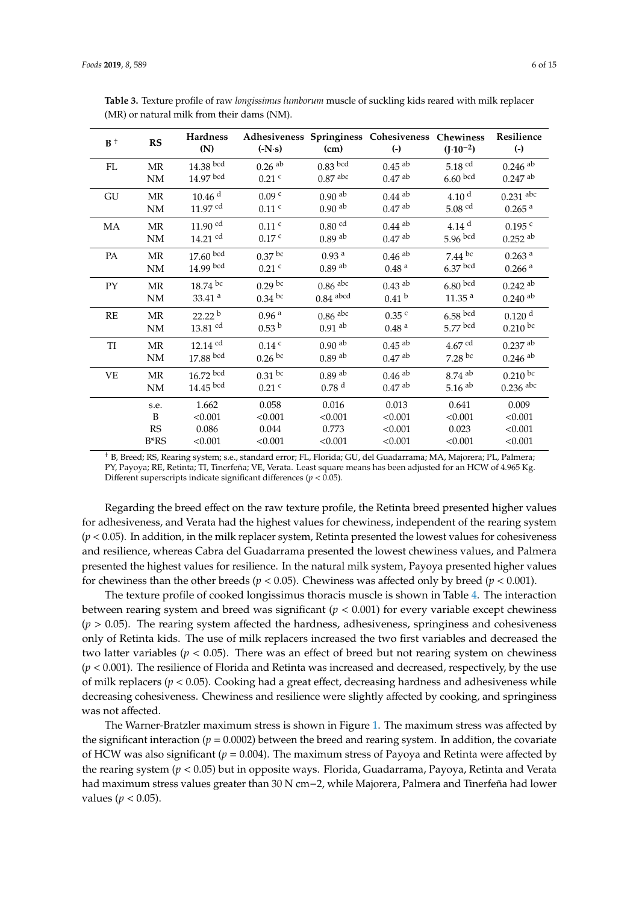**Table 3.** Texture profile of raw *longissimus lumborum* muscle of suckling kids reared with milk replacer (MR) or natural milk from their dams (NM).

| B † | RS | Hardness (N) | Adhesiveness (-N·s) | Springiness (cm) | Cohesiveness (-) | Chewiness (J·10$^{-2}$) | Resilience (-) |
|---|---|---|---|---|---|---|---|
| FL | MR | 14.38 $^{bcd}$ | 0.26 $^{ab}$ | 0.83 $^{bcd}$ | 0.45 $^{ab}$ | 5.18 $^{cd}$ | 0.246 $^{ab}$ |
| | NM | 14.97 $^{bcd}$ | 0.21 $^{c}$ | 0.87 $^{abc}$ | 0.47 $^{ab}$ | 6.60 $^{bcd}$ | 0.247 $^{ab}$ |
| GU | MR | 10.46 $^{d}$ | 0.09 $^{c}$ | 0.90 $^{ab}$ | 0.44 $^{ab}$ | 4.10 $^{d}$ | 0.231 $^{abc}$ |
| | NM | 11.97 $^{cd}$ | 0.11 $^{c}$ | 0.90 $^{ab}$ | 0.47 $^{ab}$ | 5.08 $^{cd}$ | 0.265 $^{a}$ |
| MA | MR | 11.90 $^{cd}$ | 0.11 $^{c}$ | 0.80 $^{cd}$ | 0.44 $^{ab}$ | 4.14 $^{d}$ | 0.195 $^{c}$ |
| | NM | 14.21 $^{cd}$ | 0.17 $^{c}$ | 0.89 $^{ab}$ | 0.47 $^{ab}$ | 5.96 $^{bcd}$ | 0.252 $^{ab}$ |
| PA | MR | 17.60 $^{bcd}$ | 0.37 $^{bc}$ | 0.93 $^{a}$ | 0.46 $^{ab}$ | 7.44 $^{bc}$ | 0.263 $^{a}$ |
| | NM | 14.99 $^{bcd}$ | 0.21 $^{c}$ | 0.89 $^{ab}$ | 0.48 $^{a}$ | 6.37 $^{bcd}$ | 0.266 $^{a}$ |
| PY | MR | 18.74 $^{bc}$ | 0.29 $^{bc}$ | 0.86 $^{abc}$ | 0.43 $^{ab}$ | 6.80 $^{bcd}$ | 0.242 $^{ab}$ |
| | NM | 33.41 $^{a}$ | 0.34 $^{bc}$ | 0.84 $^{abcd}$ | 0.41 $^{b}$ | 11.35 $^{a}$ | 0.240 $^{ab}$ |
| RE | MR | 22.22 $^{b}$ | 0.96 $^{a}$ | 0.86 $^{abc}$ | 0.35 $^{c}$ | 6.58 $^{bcd}$ | 0.120 $^{d}$ |
| | NM | 13.81 $^{cd}$ | 0.53 $^{b}$ | 0.91 $^{ab}$ | 0.48 $^{a}$ | 5.77 $^{bcd}$ | 0.210 $^{bc}$ |
| TI | MR | 12.14 $^{cd}$ | 0.14 $^{c}$ | 0.90 $^{ab}$ | 0.45 $^{ab}$ | 4.67 $^{cd}$ | 0.237 $^{ab}$ |
| | NM | 17.88 $^{bcd}$ | 0.26 $^{bc}$ | 0.89 $^{ab}$ | 0.47 $^{ab}$ | 7.28 $^{bc}$ | 0.246 $^{ab}$ |
| VE | MR | 16.72 $^{bcd}$ | 0.31 $^{bc}$ | 0.89 $^{ab}$ | 0.46 $^{ab}$ | 8.74 $^{ab}$ | 0.210 $^{bc}$ |
| | NM | 14.45 $^{bcd}$ | 0.21 $^{c}$ | 0.78 $^{d}$ | 0.47 $^{ab}$ | 5.16 $^{ab}$ | 0.236 $^{abc}$ |
| | s.e. | 1.662 | 0.058 | 0.016 | 0.013 | 0.641 | 0.009 |
| | B | <0.001 | <0.001 | <0.001 | <0.001 | <0.001 | <0.001 |
| | RS | 0.086 | 0.044 | 0.773 | <0.001 | 0.023 | <0.001 |
| | B*RS | <0.001 | <0.001 | <0.001 | <0.001 | <0.001 | <0.001 |

† B, Breed; RS, Rearing system; s.e., standard error; FL, Florida; GU, del Guadarrama; MA, Majorera; PL, Palmera; PY, Payoya; RE, Retinta; TI, Tinerfeña; VE, Verata. Least square means has been adjusted for an HCW of 4.965 Kg. Different superscripts indicate significant differences ($p < 0.05$).

Regarding the breed effect on the raw texture profile, the Retinta breed presented higher values for adhesiveness, and Verata had the highest values for chewiness, independent of the rearing system ($p < 0.05$). In addition, in the milk replacer system, Retinta presented the lowest values for cohesiveness and resilience, whereas Cabra del Guadarrama presented the lowest chewiness values, and Palmera presented the highest values for resilience. In the natural milk system, Payoya presented higher values for chewiness than the other breeds ($p < 0.05$). Chewiness was affected only by breed ($p < 0.001$).

The texture profile of cooked longissimus thoracis muscle is shown in Table 4. The interaction between rearing system and breed was significant ($p < 0.001$) for every variable except chewiness ($p > 0.05$). The rearing system affected the hardness, adhesiveness, springiness and cohesiveness only of Retinta kids. The use of milk replacers increased the two first variables and decreased the two latter variables ($p < 0.05$). There was an effect of breed but not rearing system on chewiness ($p < 0.001$). The resilience of Florida and Retinta was increased and decreased, respectively, by the use of milk replacers ($p < 0.05$). Cooking had a great effect, decreasing hardness and adhesiveness while decreasing cohesiveness. Chewiness and resilience were slightly affected by cooking, and springiness was not affected.

The Warner-Bratzler maximum stress is shown in Figure 1. The maximum stress was affected by the significant interaction ($p = 0.0002$) between the breed and rearing system. In addition, the covariate of HCW was also significant ($p = 0.004$). The maximum stress of Payoya and Retinta were affected by the rearing system ($p < 0.05$) but in opposite ways. Florida, Guadarrama, Payoya, Retinta and Verata had maximum stress values greater than 30 N cm−2, while Majorera, Palmera and Tinerfeña had lower values ($p < 0.05$).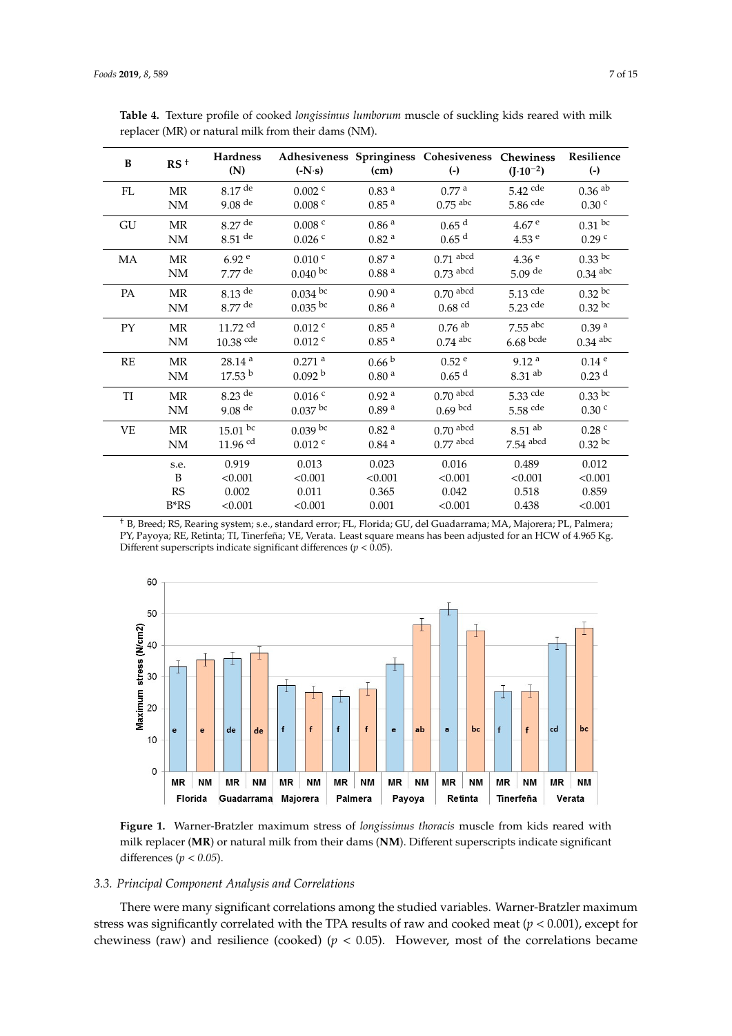**Table 4.** Texture profile of cooked *longissimus lumborum* muscle of suckling kids reared with milk replacer (MR) or natural milk from their dams (NM).

| B | RS [†] | Hardness (N) | Adhesiveness (-N·s) | Springiness (cm) | Cohesiveness (-) | Chewiness ($J \cdot 10^{-2}$) | Resilience (-) |
|---|---|---|---|---|---|---|---|
| FL | MR | 8.17 $^{de}$ | 0.002 $^{c}$ | 0.83 $^{a}$ | 0.77 $^{a}$ | 5.42 $^{cde}$ | 0.36 $^{ab}$ |
| | NM | 9.08 $^{de}$ | 0.008 $^{c}$ | 0.85 $^{a}$ | 0.75 $^{abc}$ | 5.86 $^{cde}$ | 0.30 $^{c}$ |
| GU | MR | 8.27 $^{de}$ | 0.008 $^{c}$ | 0.86 $^{a}$ | 0.65 $^{d}$ | 4.67 $^{e}$ | 0.31 $^{bc}$ |
| | NM | 8.51 $^{de}$ | 0.026 $^{c}$ | 0.82 $^{a}$ | 0.65 $^{d}$ | 4.53 $^{e}$ | 0.29 $^{c}$ |
| MA | MR | 6.92 $^{e}$ | 0.010 $^{c}$ | 0.87 $^{a}$ | 0.71 $^{abcd}$ | 4.36 $^{e}$ | 0.33 $^{bc}$ |
| | NM | 7.77 $^{de}$ | 0.040 $^{bc}$ | 0.88 $^{a}$ | 0.73 $^{abcd}$ | 5.09 $^{de}$ | 0.34 $^{abc}$ |
| PA | MR | 8.13 $^{de}$ | 0.034 $^{bc}$ | 0.90 $^{a}$ | 0.70 $^{abcd}$ | 5.13 $^{cde}$ | 0.32 $^{bc}$ |
| | NM | 8.77 $^{de}$ | 0.035 $^{bc}$ | 0.86 $^{a}$ | 0.68 $^{cd}$ | 5.23 $^{cde}$ | 0.32 $^{bc}$ |
| PY | MR | 11.72 $^{cd}$ | 0.012 $^{c}$ | 0.85 $^{a}$ | 0.76 $^{ab}$ | 7.55 $^{abc}$ | 0.39 $^{a}$ |
| | NM | 10.38 $^{cde}$ | 0.012 $^{c}$ | 0.85 $^{a}$ | 0.74 $^{abc}$ | 6.68 $^{bcde}$ | 0.34 $^{abc}$ |
| RE | MR | 28.14 $^{a}$ | 0.271 $^{a}$ | 0.66 $^{b}$ | 0.52 $^{e}$ | 9.12 $^{a}$ | 0.14 $^{e}$ |
| | NM | 17.53 $^{b}$ | 0.092 $^{b}$ | 0.80 $^{a}$ | 0.65 $^{d}$ | 8.31 $^{ab}$ | 0.23 $^{d}$ |
| TI | MR | 8.23 $^{de}$ | 0.016 $^{c}$ | 0.92 $^{a}$ | 0.70 $^{abcd}$ | 5.33 $^{cde}$ | 0.33 $^{bc}$ |
| | NM | 9.08 $^{de}$ | 0.037 $^{bc}$ | 0.89 $^{a}$ | 0.69 $^{bcd}$ | 5.58 $^{cde}$ | 0.30 $^{c}$ |
| VE | MR | 15.01 $^{bc}$ | 0.039 $^{bc}$ | 0.82 $^{a}$ | 0.70 $^{abcd}$ | 8.51 $^{ab}$ | 0.28 $^{c}$ |
| | NM | 11.96 $^{cd}$ | 0.012 $^{c}$ | 0.84 $^{a}$ | 0.77 $^{abcd}$ | 7.54 $^{abcd}$ | 0.32 $^{bc}$ |
| | s.e. | 0.919 | 0.013 | 0.023 | 0.016 | 0.489 | 0.012 |
| | B | <0.001 | <0.001 | <0.001 | <0.001 | <0.001 | <0.001 |
| | RS | 0.002 | 0.011 | 0.365 | 0.042 | 0.518 | 0.859 |
| | B*RS | <0.001 | <0.001 | 0.001 | <0.001 | 0.438 | <0.001 |

[†] B, Breed; RS, Rearing system; s.e., standard error; FL, Florida; GU, del Guadarrama; MA, Majorera; PL, Palmera; PY, Payoya; RE, Retinta; TI, Tinerfeña; VE, Verata. Least square means has been adjusted for an HCW of 4.965 Kg. Different superscripts indicate significant differences ($p < 0.05$).

**Figure 1.** Warner-Bratzler maximum stress of *longissimus thoracis* muscle from kids reared with milk replacer (**MR**) or natural milk from their dams (**NM**). Different superscripts indicate significant differences ($p < 0.05$).

### 3.3. Principal Component Analysis and Correlations

There were many significant correlations among the studied variables. Warner-Bratzler maximum stress was significantly correlated with the TPA results of raw and cooked meat ($p < 0.001$), except for chewiness (raw) and resilience (cooked) ($p < 0.05$). However, most of the correlations became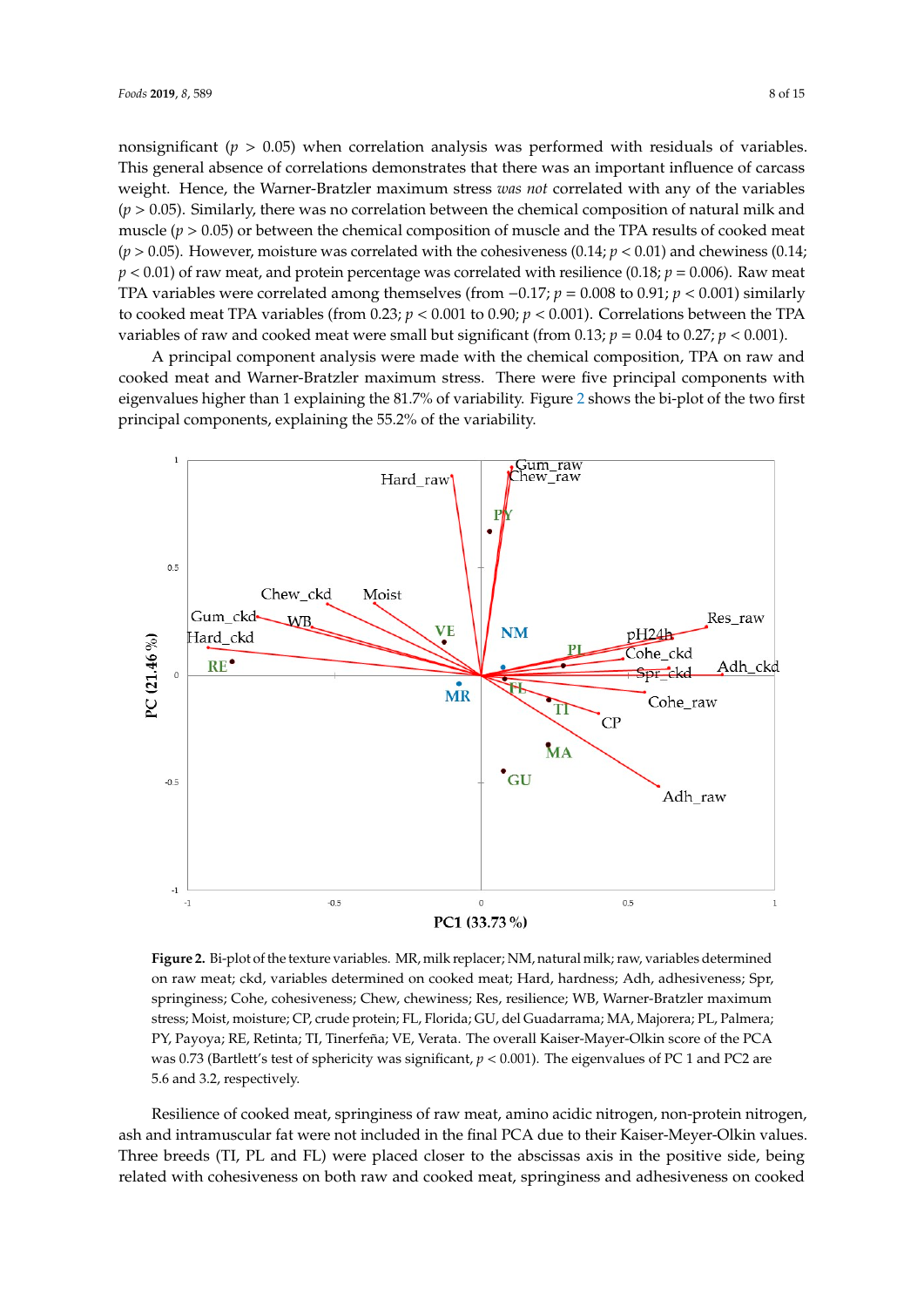nonsignificant ($p > 0.05$) when correlation analysis was performed with residuals of variables. This general absence of correlations demonstrates that there was an important influence of carcass weight. Hence, the Warner-Bratzler maximum stress *was not* correlated with any of the variables ($p > 0.05$). Similarly, there was no correlation between the chemical composition of natural milk and muscle ($p > 0.05$) or between the chemical composition of muscle and the TPA results of cooked meat ($p > 0.05$). However, moisture was correlated with the cohesiveness (0.14; $p < 0.01$) and chewiness (0.14; $p < 0.01$) of raw meat, and protein percentage was correlated with resilience (0.18; $p = 0.006$). Raw meat TPA variables were correlated among themselves (from −0.17; $p = 0.008$ to 0.91; $p < 0.001$) similarly to cooked meat TPA variables (from 0.23; $p < 0.001$ to 0.90; $p < 0.001$). Correlations between the TPA variables of raw and cooked meat were small but significant (from 0.13; $p = 0.04$ to 0.27; $p < 0.001$).

A principal component analysis were made with the chemical composition, TPA on raw and cooked meat and Warner-Bratzler maximum stress. There were five principal components with eigenvalues higher than 1 explaining the 81.7% of variability. Figure 2 shows the bi-plot of the two first principal components, explaining the 55.2% of the variability.

**Figure 2.** Bi-plot of the texture variables. MR, milk replacer; NM, natural milk; raw, variables determined on raw meat; ckd, variables determined on cooked meat; Hard, hardness; Adh, adhesiveness; Spr, springiness; Cohe, cohesiveness; Chew, chewiness; Res, resilience; WB, Warner-Bratzler maximum stress; Moist, moisture; CP, crude protein; FL, Florida; GU, del Guadarrama; MA, Majorera; PL, Palmera; PY, Payoya; RE, Retinta; TI, Tinerfeña; VE, Verata. The overall Kaiser-Mayer-Olkin score of the PCA was 0.73 (Bartlett's test of sphericity was significant, $p < 0.001$). The eigenvalues of PC 1 and PC2 are 5.6 and 3.2, respectively.

Resilience of cooked meat, springiness of raw meat, amino acidic nitrogen, non-protein nitrogen, ash and intramuscular fat were not included in the final PCA due to their Kaiser-Meyer-Olkin values. Three breeds (TI, PL and FL) were placed closer to the abscissas axis in the positive side, being related with cohesiveness on both raw and cooked meat, springiness and adhesiveness on cooked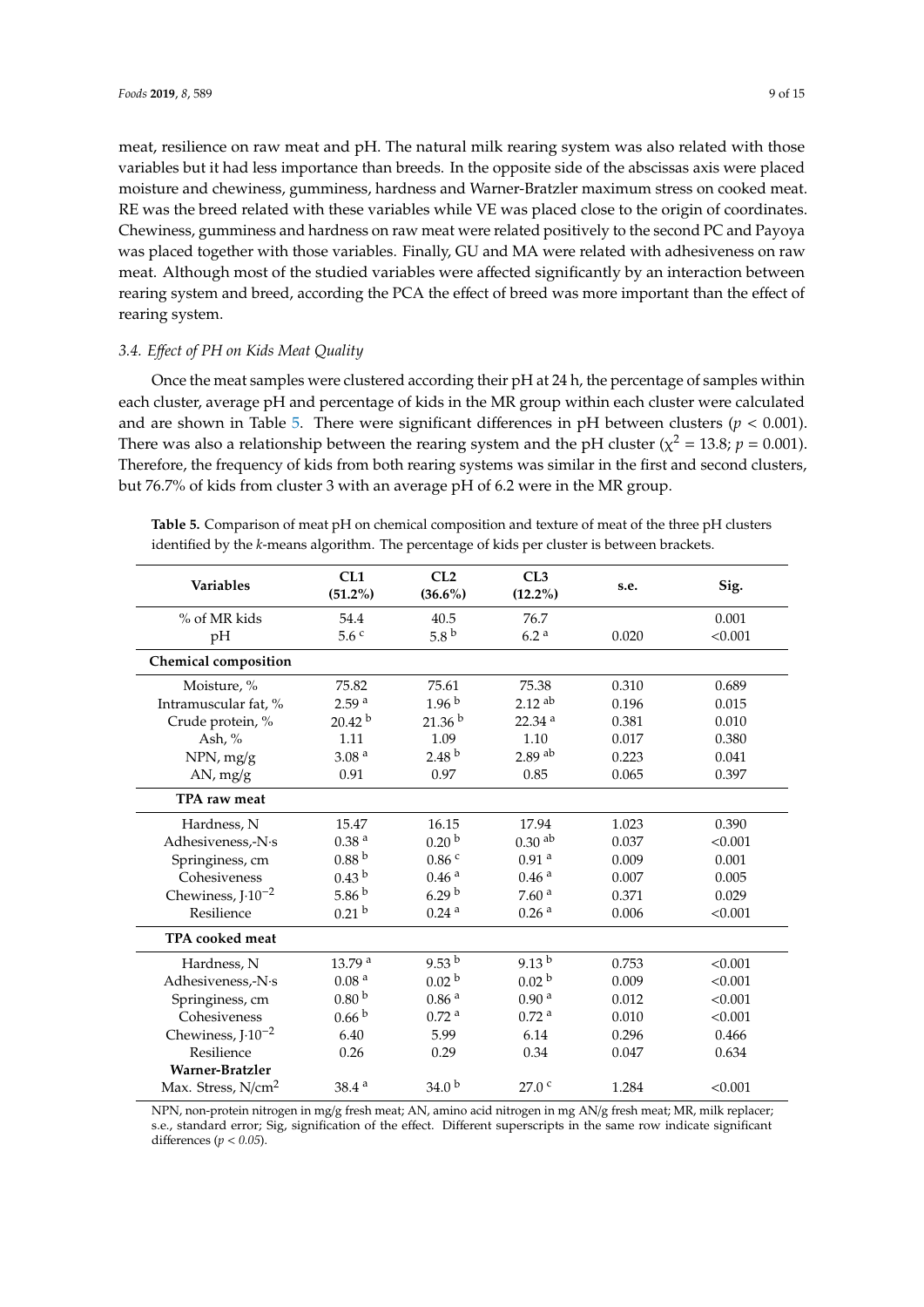meat, resilience on raw meat and pH. The natural milk rearing system was also related with those variables but it had less importance than breeds. In the opposite side of the abscissas axis were placed moisture and chewiness, gumminess, hardness and Warner-Bratzler maximum stress on cooked meat. RE was the breed related with these variables while VE was placed close to the origin of coordinates. Chewiness, gumminess and hardness on raw meat were related positively to the second PC and Payoya was placed together with those variables. Finally, GU and MA were related with adhesiveness on raw meat. Although most of the studied variables were affected significantly by an interaction between rearing system and breed, according the PCA the effect of breed was more important than the effect of rearing system.

### *3.4. Effect of PH on Kids Meat Quality*

Once the meat samples were clustered according their pH at 24 h, the percentage of samples within each cluster, average pH and percentage of kids in the MR group within each cluster were calculated and are shown in Table 5. There were significant differences in pH between clusters ($p < 0.001$). There was also a relationship between the rearing system and the pH cluster ($\chi^2 = 13.8$; $p = 0.001$). Therefore, the frequency of kids from both rearing systems was similar in the first and second clusters, but 76.7% of kids from cluster 3 with an average pH of 6.2 were in the MR group.

**Table 5.** Comparison of meat pH on chemical composition and texture of meat of the three pH clusters identified by the *k*-means algorithm. The percentage of kids per cluster is between brackets.

| Variables | CL1 (51.2%) | CL2 (36.6%) | CL3 (12.2%) | s.e. | Sig. |
|---|---|---|---|---|---|
| % of MR kids | 54.4 | 40.5 | 76.7 | | 0.001 |
| pH | 5.6 $^{c}$ | 5.8 $^{b}$ | 6.2 $^{a}$ | 0.020 | <0.001 |
| **Chemical composition** | | | | | |
| Moisture, % | 75.82 | 75.61 | 75.38 | 0.310 | 0.689 |
| Intramuscular fat, % | 2.59 $^{a}$ | 1.96 $^{b}$ | 2.12 $^{ab}$ | 0.196 | 0.015 |
| Crude protein, % | 20.42 $^{b}$ | 21.36 $^{b}$ | 22.34 $^{a}$ | 0.381 | 0.010 |
| Ash, % | 1.11 | 1.09 | 1.10 | 0.017 | 0.380 |
| NPN, mg/g | 3.08 $^{a}$ | 2.48 $^{b}$ | 2.89 $^{ab}$ | 0.223 | 0.041 |
| AN, mg/g | 0.91 | 0.97 | 0.85 | 0.065 | 0.397 |
| **TPA raw meat** | | | | | |
| Hardness, N | 15.47 | 16.15 | 17.94 | 1.023 | 0.390 |
| Adhesiveness,-N·s | 0.38 $^{a}$ | 0.20 $^{b}$ | 0.30 $^{ab}$ | 0.037 | <0.001 |
| Springiness, cm | 0.88 $^{b}$ | 0.86 $^{c}$ | 0.91 $^{a}$ | 0.009 | 0.001 |
| Cohesiveness | 0.43 $^{b}$ | 0.46 $^{a}$ | 0.46 $^{a}$ | 0.007 | 0.005 |
| Chewiness, $J{\cdot}10^{-2}$ | 5.86 $^{b}$ | 6.29 $^{b}$ | 7.60 $^{a}$ | 0.371 | 0.029 |
| Resilience | 0.21 $^{b}$ | 0.24 $^{a}$ | 0.26 $^{a}$ | 0.006 | <0.001 |
| **TPA cooked meat** | | | | | |
| Hardness, N | 13.79 $^{a}$ | 9.53 $^{b}$ | 9.13 $^{b}$ | 0.753 | <0.001 |
| Adhesiveness,-N·s | 0.08 $^{a}$ | 0.02 $^{b}$ | 0.02 $^{b}$ | 0.009 | <0.001 |
| Springiness, cm | 0.80 $^{b}$ | 0.86 $^{a}$ | 0.90 $^{a}$ | 0.012 | <0.001 |
| Cohesiveness | 0.66 $^{b}$ | 0.72 $^{a}$ | 0.72 $^{a}$ | 0.010 | <0.001 |
| Chewiness, $J{\cdot}10^{-2}$ | 6.40 | 5.99 | 6.14 | 0.296 | 0.466 |
| Resilience | 0.26 | 0.29 | 0.34 | 0.047 | 0.634 |
| **Warner-Bratzler** | | | | | |
| Max. Stress, $N/cm^2$ | 38.4 $^{a}$ | 34.0 $^{b}$ | 27.0 $^{c}$ | 1.284 | <0.001 |

NPN, non-protein nitrogen in mg/g fresh meat; AN, amino acid nitrogen in mg AN/g fresh meat; MR, milk replacer; s.e., standard error; Sig, signification of the effect. Different superscripts in the same row indicate significant differences ($p < 0.05$).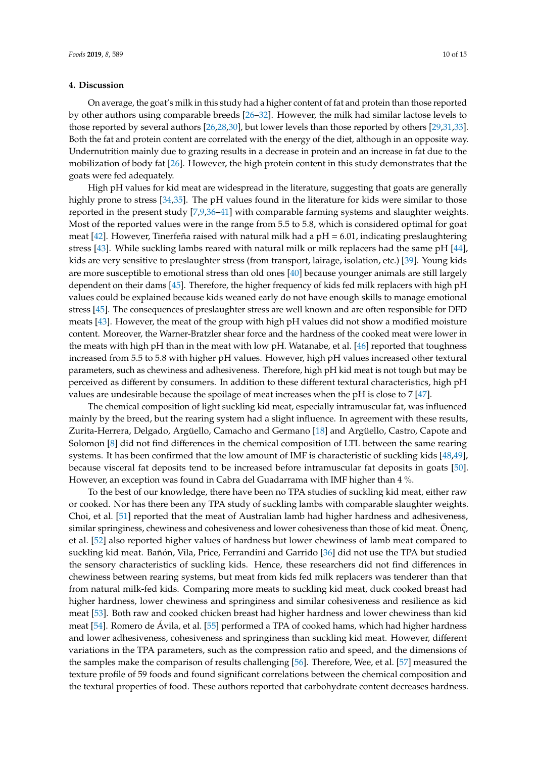## 4. Discussion

On average, the goat's milk in this study had a higher content of fat and protein than those reported by other authors using comparable breeds [26–32]. However, the milk had similar lactose levels to those reported by several authors [26,28,30], but lower levels than those reported by others [29,31,33]. Both the fat and protein content are correlated with the energy of the diet, although in an opposite way. Undernutrition mainly due to grazing results in a decrease in protein and an increase in fat due to the mobilization of body fat [26]. However, the high protein content in this study demonstrates that the goats were fed adequately.

High pH values for kid meat are widespread in the literature, suggesting that goats are generally highly prone to stress [34,35]. The pH values found in the literature for kids were similar to those reported in the present study [7,9,36–41] with comparable farming systems and slaughter weights. Most of the reported values were in the range from 5.5 to 5.8, which is considered optimal for goat meat [42]. However, Tinerfeña raised with natural milk had a pH = 6.01, indicating preslaughtering stress [43]. While suckling lambs reared with natural milk or milk replacers had the same pH [44], kids are very sensitive to preslaughter stress (from transport, lairage, isolation, etc.) [39]. Young kids are more susceptible to emotional stress than old ones [40] because younger animals are still largely dependent on their dams [45]. Therefore, the higher frequency of kids fed milk replacers with high pH values could be explained because kids weaned early do not have enough skills to manage emotional stress [45]. The consequences of preslaughter stress are well known and are often responsible for DFD meats [43]. However, the meat of the group with high pH values did not show a modified moisture content. Moreover, the Warner-Bratzler shear force and the hardness of the cooked meat were lower in the meats with high pH than in the meat with low pH. Watanabe, et al. [46] reported that toughness increased from 5.5 to 5.8 with higher pH values. However, high pH values increased other textural parameters, such as chewiness and adhesiveness. Therefore, high pH kid meat is not tough but may be perceived as different by consumers. In addition to these different textural characteristics, high pH values are undesirable because the spoilage of meat increases when the pH is close to 7 [47].

The chemical composition of light suckling kid meat, especially intramuscular fat, was influenced mainly by the breed, but the rearing system had a slight influence. In agreement with these results, Zurita-Herrera, Delgado, Argüello, Camacho and Germano [18] and Argüello, Castro, Capote and Solomon [8] did not find differences in the chemical composition of LTL between the same rearing systems. It has been confirmed that the low amount of IMF is characteristic of suckling kids [48,49], because visceral fat deposits tend to be increased before intramuscular fat deposits in goats [50]. However, an exception was found in Cabra del Guadarrama with IMF higher than 4 %.

To the best of our knowledge, there have been no TPA studies of suckling kid meat, either raw or cooked. Nor has there been any TPA study of suckling lambs with comparable slaughter weights. Choi, et al. [51] reported that the meat of Australian lamb had higher hardness and adhesiveness, similar springiness, chewiness and cohesiveness and lower cohesiveness than those of kid meat. Önenç, et al. [52] also reported higher values of hardness but lower chewiness of lamb meat compared to suckling kid meat. Bañón, Vila, Price, Ferrandini and Garrido [36] did not use the TPA but studied the sensory characteristics of suckling kids. Hence, these researchers did not find differences in chewiness between rearing systems, but meat from kids fed milk replacers was tenderer than that from natural milk-fed kids. Comparing more meats to suckling kid meat, duck cooked breast had higher hardness, lower chewiness and springiness and similar cohesiveness and resilience as kid meat [53]. Both raw and cooked chicken breast had higher hardness and lower chewiness than kid meat [54]. Romero de Ávila, et al. [55] performed a TPA of cooked hams, which had higher hardness and lower adhesiveness, cohesiveness and springiness than suckling kid meat. However, different variations in the TPA parameters, such as the compression ratio and speed, and the dimensions of the samples make the comparison of results challenging [56]. Therefore, Wee, et al. [57] measured the texture profile of 59 foods and found significant correlations between the chemical composition and the textural properties of food. These authors reported that carbohydrate content decreases hardness.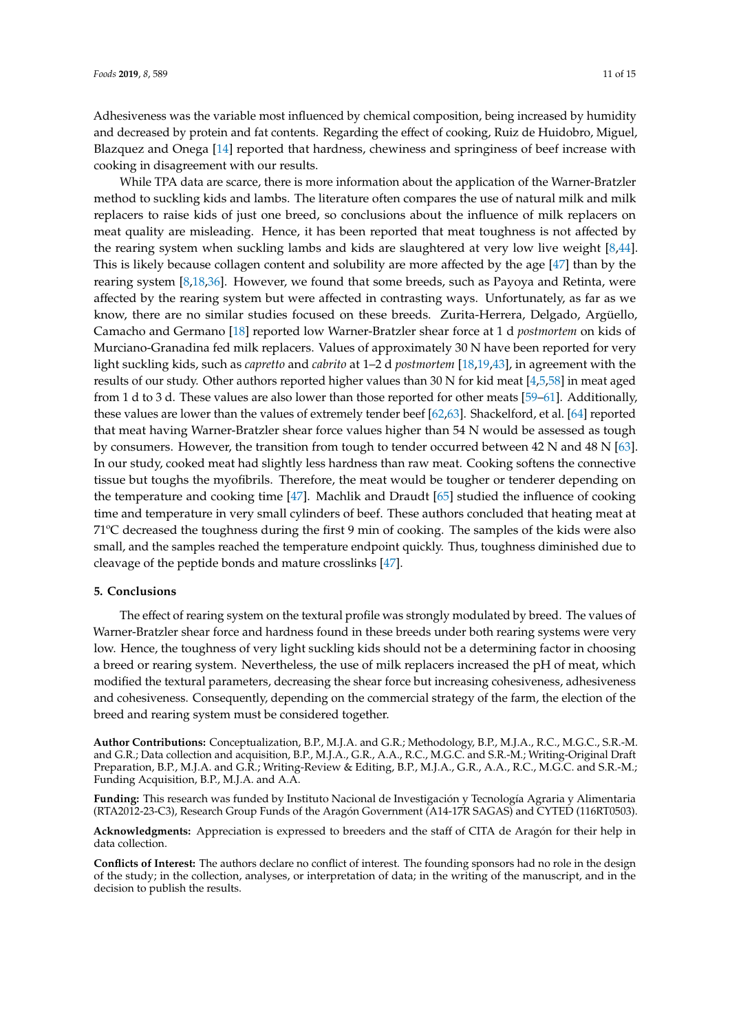Adhesiveness was the variable most influenced by chemical composition, being increased by humidity and decreased by protein and fat contents. Regarding the effect of cooking, Ruiz de Huidobro, Miguel, Blazquez and Onega [14] reported that hardness, chewiness and springiness of beef increase with cooking in disagreement with our results.

While TPA data are scarce, there is more information about the application of the Warner-Bratzler method to suckling kids and lambs. The literature often compares the use of natural milk and milk replacers to raise kids of just one breed, so conclusions about the influence of milk replacers on meat quality are misleading. Hence, it has been reported that meat toughness is not affected by the rearing system when suckling lambs and kids are slaughtered at very low live weight [8,44]. This is likely because collagen content and solubility are more affected by the age [47] than by the rearing system [8,18,36]. However, we found that some breeds, such as Payoya and Retinta, were affected by the rearing system but were affected in contrasting ways. Unfortunately, as far as we know, there are no similar studies focused on these breeds. Zurita-Herrera, Delgado, Argüello, Camacho and Germano [18] reported low Warner-Bratzler shear force at 1 d *postmortem* on kids of Murciano-Granadina fed milk replacers. Values of approximately 30 N have been reported for very light suckling kids, such as *capretto* and *cabrito* at 1–2 d *postmortem* [18,19,43], in agreement with the results of our study. Other authors reported higher values than 30 N for kid meat [4,5,58] in meat aged from 1 d to 3 d. These values are also lower than those reported for other meats [59–61]. Additionally, these values are lower than the values of extremely tender beef [62,63]. Shackelford, et al. [64] reported that meat having Warner-Bratzler shear force values higher than 54 N would be assessed as tough by consumers. However, the transition from tough to tender occurred between 42 N and 48 N [63]. In our study, cooked meat had slightly less hardness than raw meat. Cooking softens the connective tissue but toughs the myofibrils. Therefore, the meat would be tougher or tenderer depending on the temperature and cooking time [47]. Machlik and Draudt [65] studied the influence of cooking time and temperature in very small cylinders of beef. These authors concluded that heating meat at 71ºC decreased the toughness during the first 9 min of cooking. The samples of the kids were also small, and the samples reached the temperature endpoint quickly. Thus, toughness diminished due to cleavage of the peptide bonds and mature crosslinks [47].

## 5. Conclusions

The effect of rearing system on the textural profile was strongly modulated by breed. The values of Warner-Bratzler shear force and hardness found in these breeds under both rearing systems were very low. Hence, the toughness of very light suckling kids should not be a determining factor in choosing a breed or rearing system. Nevertheless, the use of milk replacers increased the pH of meat, which modified the textural parameters, decreasing the shear force but increasing cohesiveness, adhesiveness and cohesiveness. Consequently, depending on the commercial strategy of the farm, the election of the breed and rearing system must be considered together.

**Author Contributions:** Conceptualization, B.P., M.J.A. and G.R.; Methodology, B.P., M.J.A., R.C., M.G.C., S.R.-M. and G.R.; Data collection and acquisition, B.P., M.J.A., G.R., A.A., R.C., M.G.C. and S.R.-M.; Writing-Original Draft Preparation, B.P., M.J.A. and G.R.; Writing-Review & Editing, B.P., M.J.A., G.R., A.A., R.C., M.G.C. and S.R.-M.; Funding Acquisition, B.P., M.J.A. and A.A.

**Funding:** This research was funded by Instituto Nacional de Investigación y Tecnología Agraria y Alimentaria (RTA2012-23-C3), Research Group Funds of the Aragón Government (A14-17R SAGAS) and CYTED (116RT0503).

**Acknowledgments:** Appreciation is expressed to breeders and the staff of CITA de Aragón for their help in data collection.

**Conflicts of Interest:** The authors declare no conflict of interest. The founding sponsors had no role in the design of the study; in the collection, analyses, or interpretation of data; in the writing of the manuscript, and in the decision to publish the results.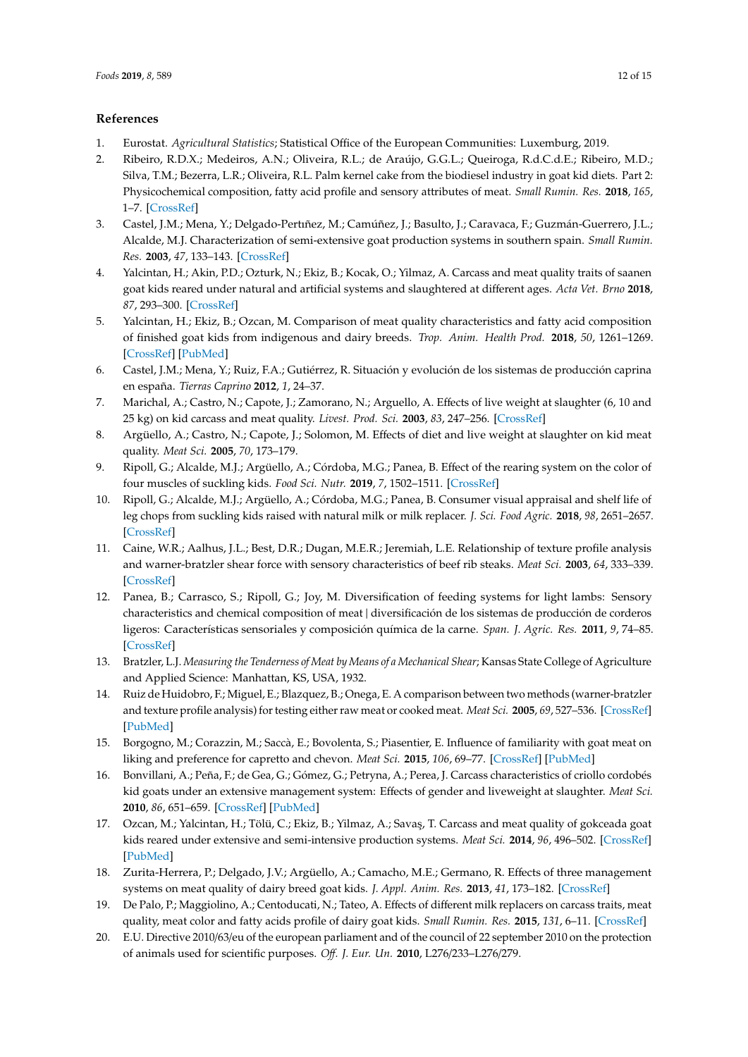## References

1. Eurostat. *Agricultural Statistics*; Statistical Office of the European Communities: Luxemburg, 2019.
2. Ribeiro, R.D.X.; Medeiros, A.N.; Oliveira, R.L.; de Araújo, G.G.L.; Queiroga, R.d.C.d.E.; Ribeiro, M.D.; Silva, T.M.; Bezerra, L.R.; Oliveira, R.L. Palm kernel cake from the biodiesel industry in goat kid diets. Part 2: Physicochemical composition, fatty acid profile and sensory attributes of meat. *Small Rumin. Res.* **2018**, *165*, 1–7. [CrossRef]
3. Castel, J.M.; Mena, Y.; Delgado-Pertıñez, M.; Camúñez, J.; Basulto, J.; Caravaca, F.; Guzmán-Guerrero, J.L.; Alcalde, M.J. Characterization of semi-extensive goat production systems in southern spain. *Small Rumin. Res.* **2003**, *47*, 133–143. [CrossRef]
4. Yalcintan, H.; Akin, P.D.; Ozturk, N.; Ekiz, B.; Kocak, O.; Yilmaz, A. Carcass and meat quality traits of saanen goat kids reared under natural and artificial systems and slaughtered at different ages. *Acta Vet. Brno* **2018**, *87*, 293–300. [CrossRef]
5. Yalcintan, H.; Ekiz, B.; Ozcan, M. Comparison of meat quality characteristics and fatty acid composition of finished goat kids from indigenous and dairy breeds. *Trop. Anim. Health Prod.* **2018**, *50*, 1261–1269. [CrossRef] [PubMed]
6. Castel, J.M.; Mena, Y.; Ruiz, F.A.; Gutiérrez, R. Situación y evolución de los sistemas de producción caprina en españa. *Tierras Caprino* **2012**, *1*, 24–37.
7. Marichal, A.; Castro, N.; Capote, J.; Zamorano, N.; Arguello, A. Effects of live weight at slaughter (6, 10 and 25 kg) on kid carcass and meat quality. *Livest. Prod. Sci.* **2003**, *83*, 247–256. [CrossRef]
8. Argüello, A.; Castro, N.; Capote, J.; Solomon, M. Effects of diet and live weight at slaughter on kid meat quality. *Meat Sci.* **2005**, *70*, 173–179.
9. Ripoll, G.; Alcalde, M.J.; Argüello, A.; Córdoba, M.G.; Panea, B. Effect of the rearing system on the color of four muscles of suckling kids. *Food Sci. Nutr.* **2019**, *7*, 1502–1511. [CrossRef]
10. Ripoll, G.; Alcalde, M.J.; Argüello, A.; Córdoba, M.G.; Panea, B. Consumer visual appraisal and shelf life of leg chops from suckling kids raised with natural milk or milk replacer. *J. Sci. Food Agric.* **2018**, *98*, 2651–2657. [CrossRef]
11. Caine, W.R.; Aalhus, J.L.; Best, D.R.; Dugan, M.E.R.; Jeremiah, L.E. Relationship of texture profile analysis and warner-bratzler shear force with sensory characteristics of beef rib steaks. *Meat Sci.* **2003**, *64*, 333–339. [CrossRef]
12. Panea, B.; Carrasco, S.; Ripoll, G.; Joy, M. Diversification of feeding systems for light lambs: Sensory characteristics and chemical composition of meat | diversificación de los sistemas de producción de corderos ligeros: Características sensoriales y composición química de la carne. *Span. J. Agric. Res.* **2011**, *9*, 74–85. [CrossRef]
13. Bratzler, L.J. *Measuring the Tenderness of Meat by Means of a Mechanical Shear*; Kansas State College of Agriculture and Applied Science: Manhattan, KS, USA, 1932.
14. Ruiz de Huidobro, F.; Miguel, E.; Blazquez, B.; Onega, E. A comparison between two methods (warner-bratzler and texture profile analysis) for testing either raw meat or cooked meat. *Meat Sci.* **2005**, *69*, 527–536. [CrossRef] [PubMed]
15. Borgogno, M.; Corazzin, M.; Saccà, E.; Bovolenta, S.; Piasentier, E. Influence of familiarity with goat meat on liking and preference for capretto and chevon. *Meat Sci.* **2015**, *106*, 69–77. [CrossRef] [PubMed]
16. Bonvillani, A.; Peña, F.; de Gea, G.; Gómez, G.; Petryna, A.; Perea, J. Carcass characteristics of criollo cordobés kid goats under an extensive management system: Effects of gender and liveweight at slaughter. *Meat Sci.* **2010**, *86*, 651–659. [CrossRef] [PubMed]
17. Ozcan, M.; Yalcintan, H.; Tölü, C.; Ekiz, B.; Yilmaz, A.; Savaş, T. Carcass and meat quality of gokceada goat kids reared under extensive and semi-intensive production systems. *Meat Sci.* **2014**, *96*, 496–502. [CrossRef] [PubMed]
18. Zurita-Herrera, P.; Delgado, J.V.; Argüello, A.; Camacho, M.E.; Germano, R. Effects of three management systems on meat quality of dairy breed goat kids. *J. Appl. Anim. Res.* **2013**, *41*, 173–182. [CrossRef]
19. De Palo, P.; Maggiolino, A.; Centoducati, N.; Tateo, A. Effects of different milk replacers on carcass traits, meat quality, meat color and fatty acids profile of dairy goat kids. *Small Rumin. Res.* **2015**, *131*, 6–11. [CrossRef]
20. E.U. Directive 2010/63/eu of the european parliament and of the council of 22 september 2010 on the protection of animals used for scientific purposes. *Off. J. Eur. Un.* **2010**, L276/233–L276/279.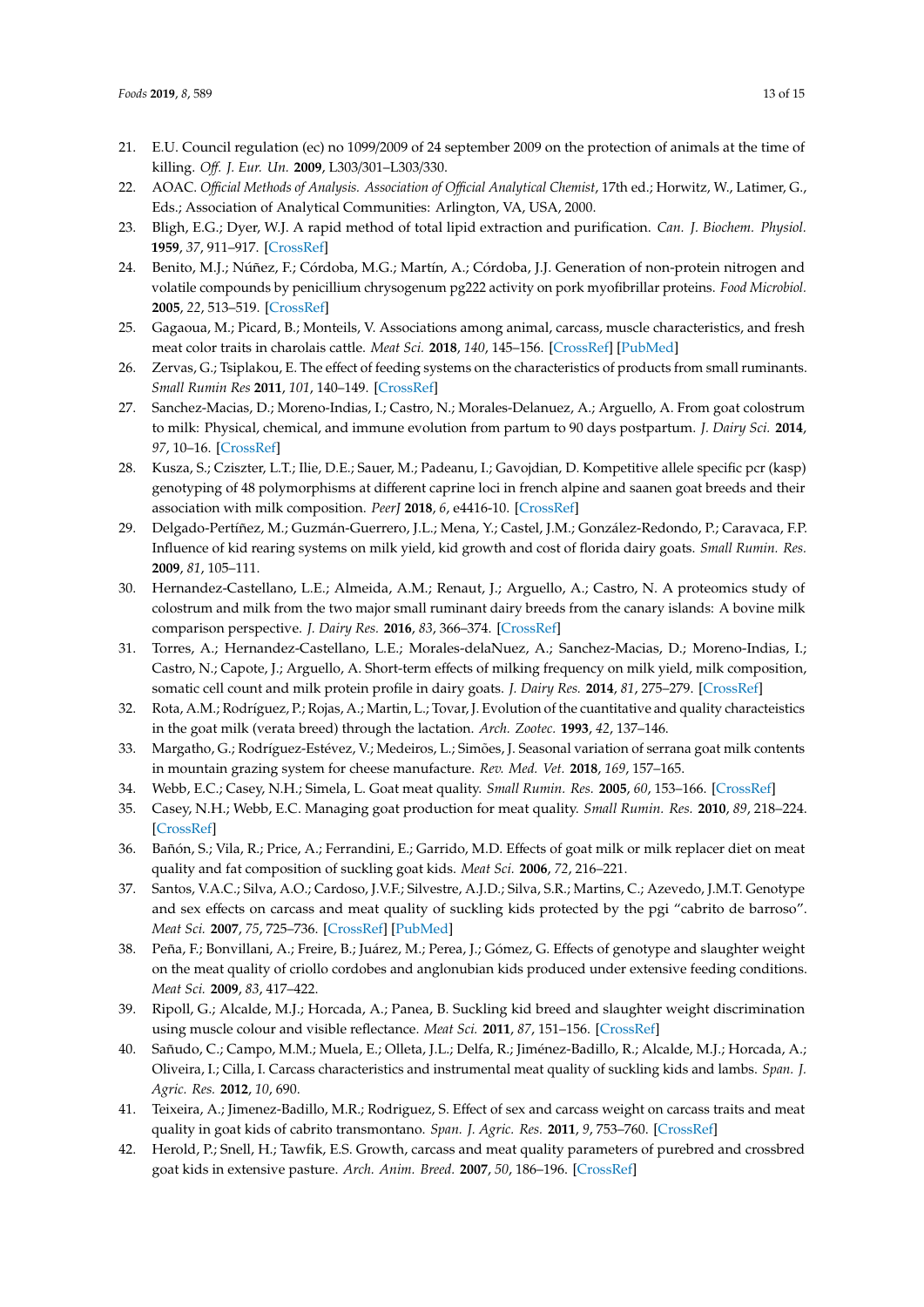21. E.U. Council regulation (ec) no 1099/2009 of 24 september 2009 on the protection of animals at the time of killing. *Off. J. Eur. Un.* **2009**, L303/301–L303/330.
22. AOAC. *Official Methods of Analysis. Association of Official Analytical Chemist*, 17th ed.; Horwitz, W., Latimer, G., Eds.; Association of Analytical Communities: Arlington, VA, USA, 2000.
23. Bligh, E.G.; Dyer, W.J. A rapid method of total lipid extraction and purification. *Can. J. Biochem. Physiol.* **1959**, *37*, 911–917. [CrossRef]
24. Benito, M.J.; Núñez, F.; Córdoba, M.G.; Martín, A.; Córdoba, J.J. Generation of non-protein nitrogen and volatile compounds by penicillium chrysogenum pg222 activity on pork myofibrillar proteins. *Food Microbiol.* **2005**, *22*, 513–519. [CrossRef]
25. Gagaoua, M.; Picard, B.; Monteils, V. Associations among animal, carcass, muscle characteristics, and fresh meat color traits in charolais cattle. *Meat Sci.* **2018**, *140*, 145–156. [CrossRef] [PubMed]
26. Zervas, G.; Tsiplakou, E. The effect of feeding systems on the characteristics of products from small ruminants. *Small Rumin Res* **2011**, *101*, 140–149. [CrossRef]
27. Sanchez-Macias, D.; Moreno-Indias, I.; Castro, N.; Morales-Delanuez, A.; Arguello, A. From goat colostrum to milk: Physical, chemical, and immune evolution from partum to 90 days postpartum. *J. Dairy Sci.* **2014**, *97*, 10–16. [CrossRef]
28. Kusza, S.; Cziszter, L.T.; Ilie, D.E.; Sauer, M.; Padeanu, I.; Gavojdian, D. Kompetitive allele specific pcr (kasp) genotyping of 48 polymorphisms at different caprine loci in french alpine and saanen goat breeds and their association with milk composition. *PeerJ* **2018**, *6*, e4416-10. [CrossRef]
29. Delgado-Pertíñez, M.; Guzmán-Guerrero, J.L.; Mena, Y.; Castel, J.M.; González-Redondo, P.; Caravaca, F.P. Influence of kid rearing systems on milk yield, kid growth and cost of florida dairy goats. *Small Rumin. Res.* **2009**, *81*, 105–111.
30. Hernandez-Castellano, L.E.; Almeida, A.M.; Renaut, J.; Arguello, A.; Castro, N. A proteomics study of colostrum and milk from the two major small ruminant dairy breeds from the canary islands: A bovine milk comparison perspective. *J. Dairy Res.* **2016**, *83*, 366–374. [CrossRef]
31. Torres, A.; Hernandez-Castellano, L.E.; Morales-delaNuez, A.; Sanchez-Macias, D.; Moreno-Indias, I.; Castro, N.; Capote, J.; Arguello, A. Short-term effects of milking frequency on milk yield, milk composition, somatic cell count and milk protein profile in dairy goats. *J. Dairy Res.* **2014**, *81*, 275–279. [CrossRef]
32. Rota, A.M.; Rodríguez, P.; Rojas, A.; Martin, L.; Tovar, J. Evolution of the cuantitative and quality characteristics in the goat milk (verata breed) through the lactation. *Arch. Zootec.* **1993**, *42*, 137–146.
33. Margatho, G.; Rodríguez-Estévez, V.; Medeiros, L.; Simões, J. Seasonal variation of serrana goat milk contents in mountain grazing system for cheese manufacture. *Rev. Med. Vet.* **2018**, *169*, 157–165.
34. Webb, E.C.; Casey, N.H.; Simela, L. Goat meat quality. *Small Rumin. Res.* **2005**, *60*, 153–166. [CrossRef]
35. Casey, N.H.; Webb, E.C. Managing goat production for meat quality. *Small Rumin. Res.* **2010**, *89*, 218–224. [CrossRef]
36. Bañón, S.; Vila, R.; Price, A.; Ferrandini, E.; Garrido, M.D. Effects of goat milk or milk replacer diet on meat quality and fat composition of suckling goat kids. *Meat Sci.* **2006**, *72*, 216–221.
37. Santos, V.A.C.; Silva, A.O.; Cardoso, J.V.F.; Silvestre, A.J.D.; Silva, S.R.; Martins, C.; Azevedo, J.M.T. Genotype and sex effects on carcass and meat quality of suckling kids protected by the pgi "cabrito de barroso". *Meat Sci.* **2007**, *75*, 725–736. [CrossRef] [PubMed]
38. Peña, F.; Bonvillani, A.; Freire, B.; Juárez, M.; Perea, J.; Gómez, G. Effects of genotype and slaughter weight on the meat quality of criollo cordobes and anglonubian kids produced under extensive feeding conditions. *Meat Sci.* **2009**, *83*, 417–422.
39. Ripoll, G.; Alcalde, M.J.; Horcada, A.; Panea, B. Suckling kid breed and slaughter weight discrimination using muscle colour and visible reflectance. *Meat Sci.* **2011**, *87*, 151–156. [CrossRef]
40. Sañudo, C.; Campo, M.M.; Muela, E.; Olleta, J.L.; Delfa, R.; Jiménez-Badillo, R.; Alcalde, M.J.; Horcada, A.; Oliveira, I.; Cilla, I. Carcass characteristics and instrumental meat quality of suckling kids and lambs. *Span. J. Agric. Res.* **2012**, *10*, 690.
41. Teixeira, A.; Jimenez-Badillo, M.R.; Rodriguez, S. Effect of sex and carcass weight on carcass traits and meat quality in goat kids of cabrito transmontano. *Span. J. Agric. Res.* **2011**, *9*, 753–760. [CrossRef]
42. Herold, P.; Snell, H.; Tawfik, E.S. Growth, carcass and meat quality parameters of purebred and crossbred goat kids in extensive pasture. *Arch. Anim. Breed.* **2007**, *50*, 186–196. [CrossRef]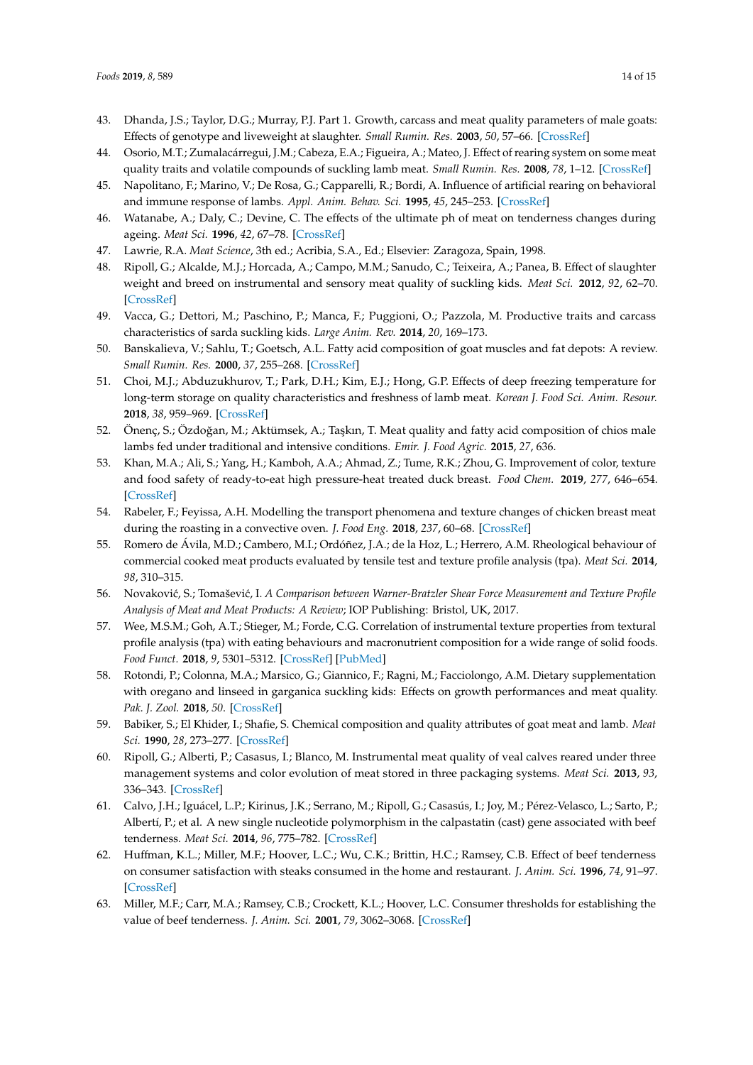43. Dhanda, J.S.; Taylor, D.G.; Murray, P.J. Part 1. Growth, carcass and meat quality parameters of male goats: Effects of genotype and liveweight at slaughter. *Small Rumin. Res.* **2003**, *50*, 57–66. [CrossRef]
44. Osorio, M.T.; Zumalacárregui, J.M.; Cabeza, E.A.; Figueira, A.; Mateo, J. Effect of rearing system on some meat quality traits and volatile compounds of suckling lamb meat. *Small Rumin. Res.* **2008**, *78*, 1–12. [CrossRef]
45. Napolitano, F.; Marino, V.; De Rosa, G.; Capparelli, R.; Bordi, A. Influence of artificial rearing on behavioral and immune response of lambs. *Appl. Anim. Behav. Sci.* **1995**, *45*, 245–253. [CrossRef]
46. Watanabe, A.; Daly, C.; Devine, C. The effects of the ultimate ph of meat on tenderness changes during ageing. *Meat Sci.* **1996**, *42*, 67–78. [CrossRef]
47. Lawrie, R.A. *Meat Science*, 3th ed.; Acribia, S.A., Ed.; Elsevier: Zaragoza, Spain, 1998.
48. Ripoll, G.; Alcalde, M.J.; Horcada, A.; Campo, M.M.; Sanudo, C.; Teixeira, A.; Panea, B. Effect of slaughter weight and breed on instrumental and sensory meat quality of suckling kids. *Meat Sci.* **2012**, *92*, 62–70. [CrossRef]
49. Vacca, G.; Dettori, M.; Paschino, P.; Manca, F.; Puggioni, O.; Pazzola, M. Productive traits and carcass characteristics of sarda suckling kids. *Large Anim. Rev.* **2014**, *20*, 169–173.
50. Banskalieva, V.; Sahlu, T.; Goetsch, A.L. Fatty acid composition of goat muscles and fat depots: A review. *Small Rumin. Res.* **2000**, *37*, 255–268. [CrossRef]
51. Choi, M.J.; Abduzukhurov, T.; Park, D.H.; Kim, E.J.; Hong, G.P. Effects of deep freezing temperature for long-term storage on quality characteristics and freshness of lamb meat. *Korean J. Food Sci. Anim. Resour.* **2018**, *38*, 959–969. [CrossRef]
52. Önenç, S.; Özdoğan, M.; Aktümsek, A.; Taşkın, T. Meat quality and fatty acid composition of chios male lambs fed under traditional and intensive conditions. *Emir. J. Food Agric.* **2015**, *27*, 636.
53. Khan, M.A.; Ali, S.; Yang, H.; Kamboh, A.A.; Ahmad, Z.; Tume, R.K.; Zhou, G. Improvement of color, texture and food safety of ready-to-eat high pressure-heat treated duck breast. *Food Chem.* **2019**, *277*, 646–654. [CrossRef]
54. Rabeler, F.; Feyissa, A.H. Modelling the transport phenomena and texture changes of chicken breast meat during the roasting in a convective oven. *J. Food Eng.* **2018**, *237*, 60–68. [CrossRef]
55. Romero de Ávila, M.D.; Cambero, M.I.; Ordóñez, J.A.; de la Hoz, L.; Herrero, A.M. Rheological behaviour of commercial cooked meat products evaluated by tensile test and texture profile analysis (tpa). *Meat Sci.* **2014**, *98*, 310–315.
56. Novaković, S.; Tomašević, I. *A Comparison between Warner-Bratzler Shear Force Measurement and Texture Profile Analysis of Meat and Meat Products: A Review*; IOP Publishing: Bristol, UK, 2017.
57. Wee, M.S.M.; Goh, A.T.; Stieger, M.; Forde, C.G. Correlation of instrumental texture properties from textural profile analysis (tpa) with eating behaviours and macronutrient composition for a wide range of solid foods. *Food Funct.* **2018**, *9*, 5301–5312. [CrossRef] [PubMed]
58. Rotondi, P.; Colonna, M.A.; Marsico, G.; Giannico, F.; Ragni, M.; Facciolongo, A.M. Dietary supplementation with oregano and linseed in garganica suckling kids: Effects on growth performances and meat quality. *Pak. J. Zool.* **2018**, *50*. [CrossRef]
59. Babiker, S.; El Khider, I.; Shafie, S. Chemical composition and quality attributes of goat meat and lamb. *Meat Sci.* **1990**, *28*, 273–277. [CrossRef]
60. Ripoll, G.; Alberti, P.; Casasus, I.; Blanco, M. Instrumental meat quality of veal calves reared under three management systems and color evolution of meat stored in three packaging systems. *Meat Sci.* **2013**, *93*, 336–343. [CrossRef]
61. Calvo, J.H.; Iguácel, L.P.; Kirinus, J.K.; Serrano, M.; Ripoll, G.; Casasús, I.; Joy, M.; Pérez-Velasco, L.; Sarto, P.; Albertí, P.; et al. A new single nucleotide polymorphism in the calpastatin (cast) gene associated with beef tenderness. *Meat Sci.* **2014**, *96*, 775–782. [CrossRef]
62. Huffman, K.L.; Miller, M.F.; Hoover, L.C.; Wu, C.K.; Brittin, H.C.; Ramsey, C.B. Effect of beef tenderness on consumer satisfaction with steaks consumed in the home and restaurant. *J. Anim. Sci.* **1996**, *74*, 91–97. [CrossRef]
63. Miller, M.F.; Carr, M.A.; Ramsey, C.B.; Crockett, K.L.; Hoover, L.C. Consumer thresholds for establishing the value of beef tenderness. *J. Anim. Sci.* **2001**, *79*, 3062–3068. [CrossRef]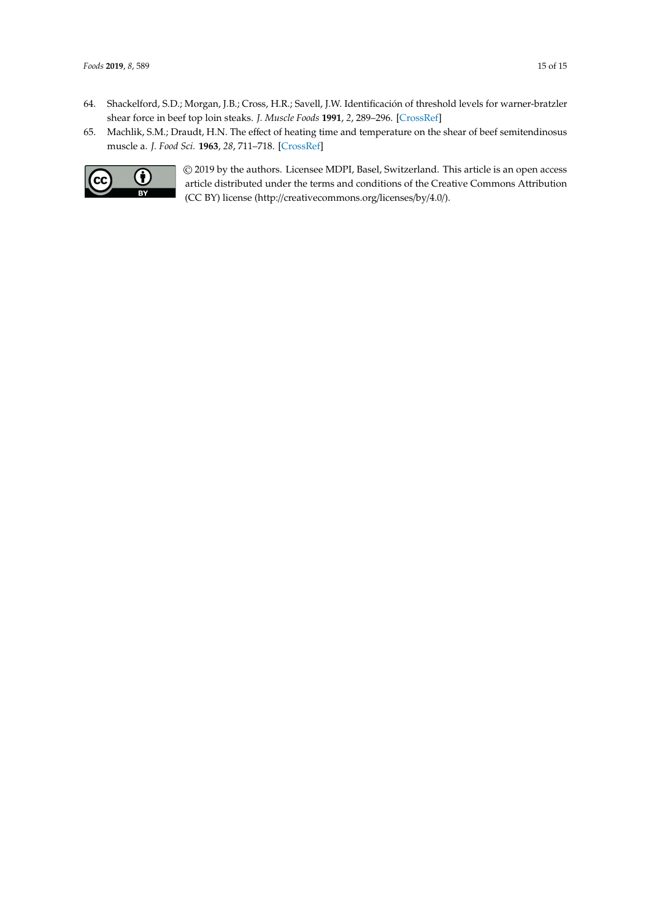64. Shackelford, S.D.; Morgan, J.B.; Cross, H.R.; Savell, J.W. Identificación of threshold levels for warner-bratzler shear force in beef top loin steaks. *J. Muscle Foods* **1991**, *2*, 289–296. [CrossRef]
65. Machlik, S.M.; Draudt, H.N. The effect of heating time and temperature on the shear of beef semitendinosus muscle a. *J. Food Sci.* **1963**, *28*, 711–718. [CrossRef]

© 2019 by the authors. Licensee MDPI, Basel, Switzerland. This article is an open access article distributed under the terms and conditions of the Creative Commons Attribution (CC BY) license (http://creativecommons.org/licenses/by/4.0/).